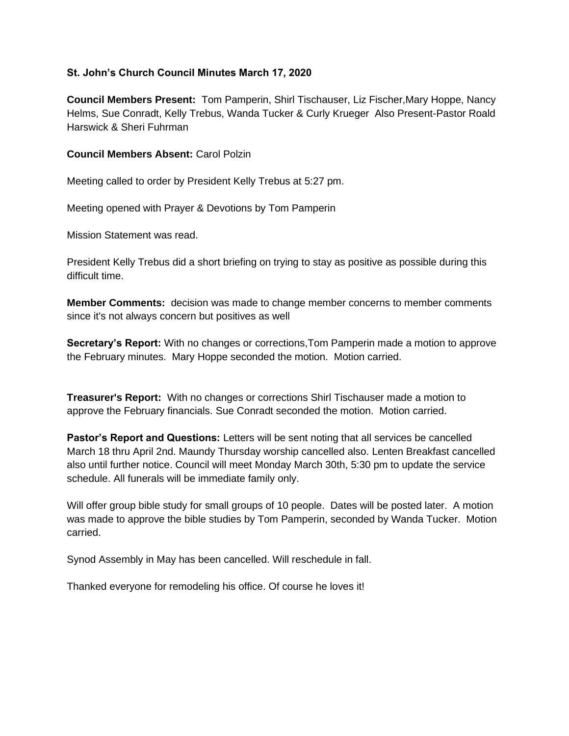**St. John's Church Council Minutes March 17, 2020**

**Council Members Present:** Tom Pamperin, Shirl Tischauser, Liz Fischer,Mary Hoppe, Nancy Helms, Sue Conradt, Kelly Trebus, Wanda Tucker & Curly Krueger Also Present-Pastor Roald Harswick & Sheri Fuhrman

**Council Members Absent:** Carol Polzin

Meeting called to order by President Kelly Trebus at 5:27 pm.

Meeting opened with Prayer & Devotions by Tom Pamperin

Mission Statement was read.

President Kelly Trebus did a short briefing on trying to stay as positive as possible during this difficult time.

**Member Comments:** decision was made to change member concerns to member comments since it's not always concern but positives as well

**Secretary's Report:** With no changes or corrections,Tom Pamperin made a motion to approve the February minutes. Mary Hoppe seconded the motion. Motion carried.

**Treasurer's Report:** With no changes or corrections Shirl Tischauser made a motion to approve the February financials. Sue Conradt seconded the motion. Motion carried.

**Pastor's Report and Questions:** Letters will be sent noting that all services be cancelled March 18 thru April 2nd. Maundy Thursday worship cancelled also. Lenten Breakfast cancelled also until further notice. Council will meet Monday March 30th, 5:30 pm to update the service schedule. All funerals will be immediate family only.

Will offer group bible study for small groups of 10 people. Dates will be posted later. A motion was made to approve the bible studies by Tom Pamperin, seconded by Wanda Tucker. Motion carried.

Synod Assembly in May has been cancelled. Will reschedule in fall.

Thanked everyone for remodeling his office. Of course he loves it!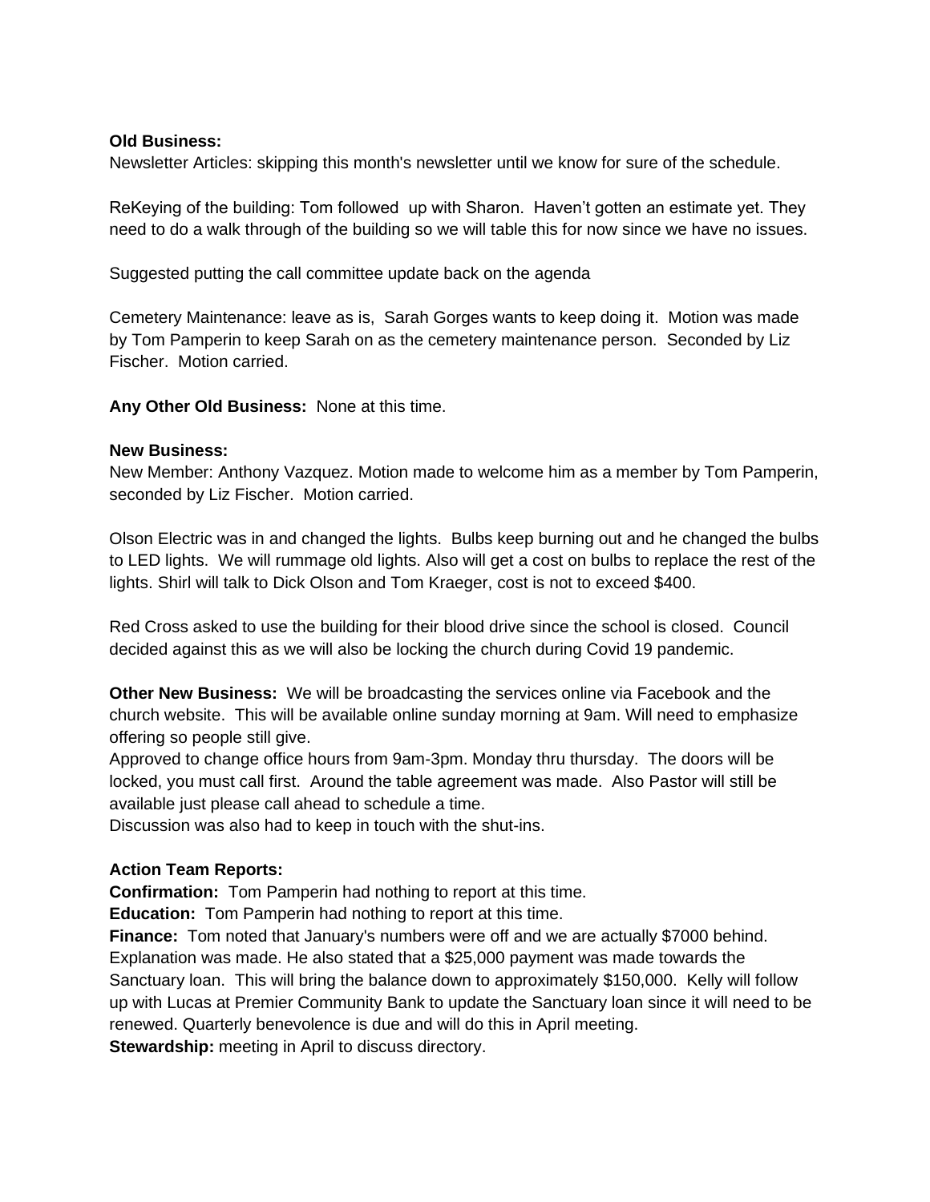**Old Business:**
Newsletter Articles: skipping this month's newsletter until we know for sure of the schedule.

ReKeying of the building: Tom followed up with Sharon. Haven't gotten an estimate yet. They need to do a walk through of the building so we will table this for now since we have no issues.

Suggested putting the call committee update back on the agenda

Cemetery Maintenance: leave as is, Sarah Gorges wants to keep doing it. Motion was made by Tom Pamperin to keep Sarah on as the cemetery maintenance person. Seconded by Liz Fischer. Motion carried.

**Any Other Old Business:** None at this time.

**New Business:**
New Member: Anthony Vazquez. Motion made to welcome him as a member by Tom Pamperin, seconded by Liz Fischer. Motion carried.

Olson Electric was in and changed the lights. Bulbs keep burning out and he changed the bulbs to LED lights. We will rummage old lights. Also will get a cost on bulbs to replace the rest of the lights. Shirl will talk to Dick Olson and Tom Kraeger, cost is not to exceed $400.

Red Cross asked to use the building for their blood drive since the school is closed. Council decided against this as we will also be locking the church during Covid 19 pandemic.

**Other New Business:** We will be broadcasting the services online via Facebook and the church website. This will be available online sunday morning at 9am. Will need to emphasize offering so people still give.
Approved to change office hours from 9am-3pm. Monday thru thursday. The doors will be locked, you must call first. Around the table agreement was made. Also Pastor will still be available just please call ahead to schedule a time.
Discussion was also had to keep in touch with the shut-ins.

**Action Team Reports:**
**Confirmation:** Tom Pamperin had nothing to report at this time.
**Education:** Tom Pamperin had nothing to report at this time.
**Finance:** Tom noted that January's numbers were off and we are actually $7000 behind. Explanation was made. He also stated that a $25,000 payment was made towards the Sanctuary loan. This will bring the balance down to approximately $150,000. Kelly will follow up with Lucas at Premier Community Bank to update the Sanctuary loan since it will need to be renewed. Quarterly benevolence is due and will do this in April meeting.
**Stewardship:** meeting in April to discuss directory.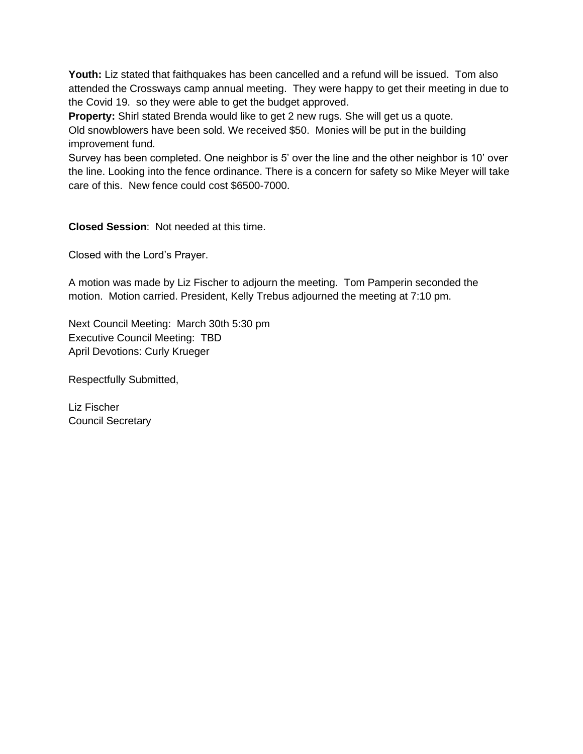**Youth:** Liz stated that faithquakes has been cancelled and a refund will be issued. Tom also attended the Crossways camp annual meeting. They were happy to get their meeting in due to the Covid 19. so they were able to get the budget approved.
**Property:** Shirl stated Brenda would like to get 2 new rugs. She will get us a quote.
Old snowblowers have been sold. We received $50. Monies will be put in the building improvement fund.
Survey has been completed. One neighbor is 5' over the line and the other neighbor is 10' over the line. Looking into the fence ordinance. There is a concern for safety so Mike Meyer will take care of this. New fence could cost $6500-7000.

**Closed Session**: Not needed at this time.

Closed with the Lord's Prayer.

A motion was made by Liz Fischer to adjourn the meeting. Tom Pamperin seconded the motion. Motion carried. President, Kelly Trebus adjourned the meeting at 7:10 pm.

Next Council Meeting: March 30th 5:30 pm
Executive Council Meeting: TBD
April Devotions: Curly Krueger

Respectfully Submitted,

Liz Fischer
Council Secretary